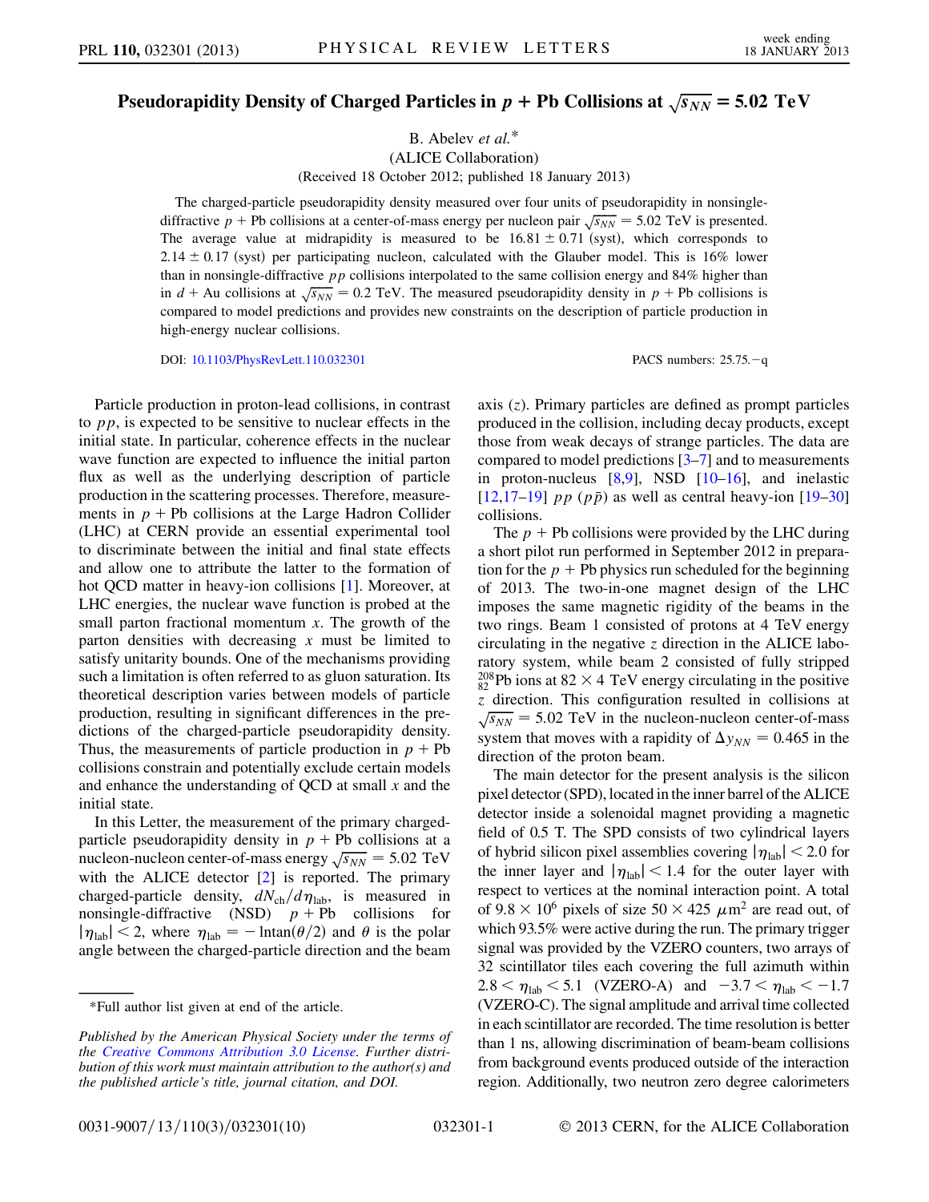# Pseudorapidity Density of Charged Particles in $p$ + Pb Collisions at $\sqrt{s_{NN}} = 5.02$ TeV

B. Abelev *et al.**

(ALICE Collaboration)

(Received 18 October 2012; published 18 January 2013)

The charged-particle pseudorapidity density measured over four units of pseudorapidity in nonsingle-diffractive $p$ + Pb collisions at a center-of-mass energy per nucleon pair $\sqrt{s_{NN}} = 5.02$ TeV is presented. The average value at midrapidity is measured to be $16.81 \pm 0.71$ (syst), which corresponds to $2.14 \pm 0.17$ (syst) per participating nucleon, calculated with the Glauber model. This is 16% lower than in nonsingle-diffractive $pp$ collisions interpolated to the same collision energy and 84% higher than in $d$ + Au collisions at $\sqrt{s_{NN}} = 0.2$ TeV. The measured pseudorapidity density in $p$ + Pb collisions is compared to model predictions and provides new constraints on the description of particle production in high-energy nuclear collisions.

DOI: 10.1103/PhysRevLett.110.032301

PACS numbers: 25.75.−q

Particle production in proton-lead collisions, in contrast to $pp$, is expected to be sensitive to nuclear effects in the initial state. In particular, coherence effects in the nuclear wave function are expected to influence the initial parton flux as well as the underlying description of particle production in the scattering processes. Therefore, measurements in $p$ + Pb collisions at the Large Hadron Collider (LHC) at CERN provide an essential experimental tool to discriminate between the initial and final state effects and allow one to attribute the latter to the formation of hot QCD matter in heavy-ion collisions [1]. Moreover, at LHC energies, the nuclear wave function is probed at the small parton fractional momentum $x$. The growth of the parton densities with decreasing $x$ must be limited to satisfy unitarity bounds. One of the mechanisms providing such a limitation is often referred to as gluon saturation. Its theoretical description varies between models of particle production, resulting in significant differences in the predictions of the charged-particle pseudorapidity density. Thus, the measurements of particle production in $p$ + Pb collisions constrain and potentially exclude certain models and enhance the understanding of QCD at small $x$ and the initial state.

In this Letter, the measurement of the primary charged-particle pseudorapidity density in $p$ + Pb collisions at a nucleon-nucleon center-of-mass energy $\sqrt{s_{NN}} = 5.02$ TeV with the ALICE detector [2] is reported. The primary charged-particle density, $dN_{ch}/d\eta_{lab}$, is measured in nonsingle-diffractive (NSD) $p$ + Pb collisions for $|\eta_{lab}| < 2$, where $\eta_{lab} = -\ln\tan(\theta/2)$ and $\theta$ is the polar angle between the charged-particle direction and the beam axis ($z$). Primary particles are defined as prompt particles produced in the collision, including decay products, except those from weak decays of strange particles. The data are compared to model predictions [3–7] and to measurements in proton-nucleus [8,9], NSD [10–16], and inelastic [12,17–19] $pp$ ($p\bar{p}$) as well as central heavy-ion [19–30] collisions.

The $p$ + Pb collisions were provided by the LHC during a short pilot run performed in September 2012 in preparation for the $p$ + Pb physics run scheduled for the beginning of 2013. The two-in-one magnet design of the LHC imposes the same magnetic rigidity of the beams in the two rings. Beam 1 consisted of protons at 4 TeV energy circulating in the negative $z$ direction in the ALICE laboratory system, while beam 2 consisted of fully stripped $^{208}_{82}$Pb ions at $82 \times 4$ TeV energy circulating in the positive $z$ direction. This configuration resulted in collisions at $\sqrt{s_{NN}} = 5.02$ TeV in the nucleon-nucleon center-of-mass system that moves with a rapidity of $\Delta y_{NN} = 0.465$ in the direction of the proton beam.

The main detector for the present analysis is the silicon pixel detector (SPD), located in the inner barrel of the ALICE detector inside a solenoidal magnet providing a magnetic field of 0.5 T. The SPD consists of two cylindrical layers of hybrid silicon pixel assemblies covering $|\eta_{lab}| < 2.0$ for the inner layer and $|\eta_{lab}| < 1.4$ for the outer layer with respect to vertices at the nominal interaction point. A total of $9.8 \times 10^6$ pixels of size $50 \times 425$ $\mu$m$^2$ are read out, of which 93.5% were active during the run. The primary trigger signal was provided by the VZERO counters, two arrays of 32 scintillator tiles each covering the full azimuth within $2.8 < \eta_{lab} < 5.1$ (VZERO-A) and $-3.7 < \eta_{lab} < -1.7$ (VZERO-C). The signal amplitude and arrival time collected in each scintillator are recorded. The time resolution is better than 1 ns, allowing discrimination of beam-beam collisions from background events produced outside of the interaction region. Additionally, two neutron zero degree calorimeters

*Full author list given at end of the article.

*Published by the American Physical Society under the terms of the Creative Commons Attribution 3.0 License. Further distribution of this work must maintain attribution to the author(s) and the published article's title, journal citation, and DOI.*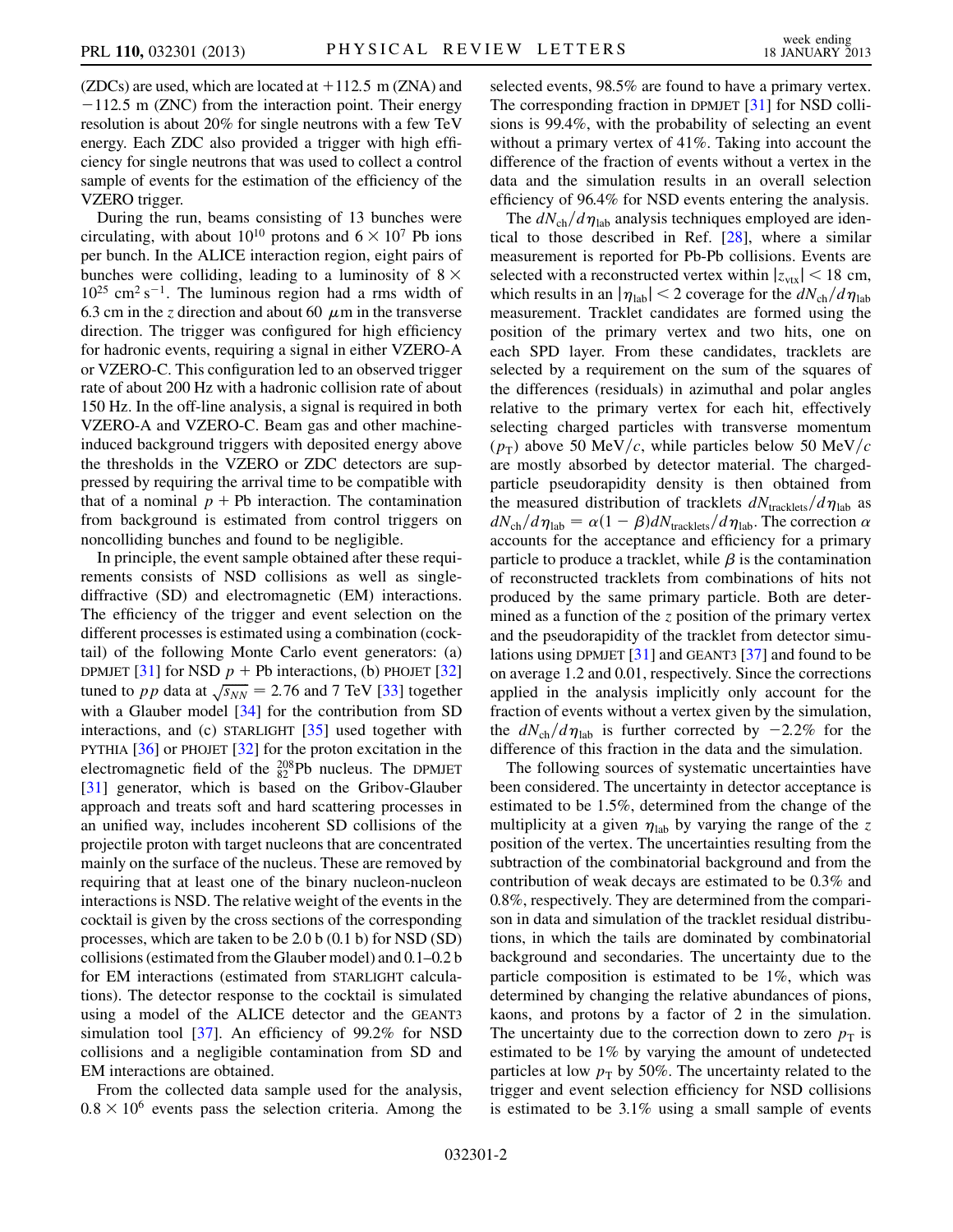(ZDCs) are used, which are located at $+112.5$ m (ZNA) and $-112.5$ m (ZNC) from the interaction point. Their energy resolution is about 20% for single neutrons with a few TeV energy. Each ZDC also provided a trigger with high efficiency for single neutrons that was used to collect a control sample of events for the estimation of the efficiency of the VZERO trigger.

During the run, beams consisting of 13 bunches were circulating, with about $10^{10}$ protons and $6 \times 10^{7}$ Pb ions per bunch. In the ALICE interaction region, eight pairs of bunches were colliding, leading to a luminosity of $8 \times 10^{25}$ cm$^{2}$ s$^{-1}$. The luminous region had a rms width of 6.3 cm in the $z$ direction and about 60 $\mu$m in the transverse direction. The trigger was configured for high efficiency for hadronic events, requiring a signal in either VZERO-A or VZERO-C. This configuration led to an observed trigger rate of about 200 Hz with a hadronic collision rate of about 150 Hz. In the off-line analysis, a signal is required in both VZERO-A and VZERO-C. Beam gas and other machine-induced background triggers with deposited energy above the thresholds in the VZERO or ZDC detectors are suppressed by requiring the arrival time to be compatible with that of a nominal $p$ + Pb interaction. The contamination from background is estimated from control triggers on noncolliding bunches and found to be negligible.

In principle, the event sample obtained after these requirements consists of NSD collisions as well as single-diffractive (SD) and electromagnetic (EM) interactions. The efficiency of the trigger and event selection on the different processes is estimated using a combination (cocktail) of the following Monte Carlo event generators: (a) DPMJET [31] for NSD $p$ + Pb interactions, (b) PHOJET [32] tuned to $pp$ data at $\sqrt{s_{NN}} = 2.76$ and 7 TeV [33] together with a Glauber model [34] for the contribution from SD interactions, and (c) STARLIGHT [35] used together with PYTHIA [36] or PHOJET [32] for the proton excitation in the electromagnetic field of the $^{208}_{82}$Pb nucleus. The DPMJET [31] generator, which is based on the Gribov-Glauber approach and treats soft and hard scattering processes in an unified way, includes incoherent SD collisions of the projectile proton with target nucleons that are concentrated mainly on the surface of the nucleus. These are removed by requiring that at least one of the binary nucleon-nucleon interactions is NSD. The relative weight of the events in the cocktail is given by the cross sections of the corresponding processes, which are taken to be 2.0 b (0.1 b) for NSD (SD) collisions (estimated from the Glauber model) and 0.1–0.2 b for EM interactions (estimated from STARLIGHT calculations). The detector response to the cocktail is simulated using a model of the ALICE detector and the GEANT3 simulation tool [37]. An efficiency of 99.2% for NSD collisions and a negligible contamination from SD and EM interactions are obtained.

From the collected data sample used for the analysis, $0.8 \times 10^{6}$ events pass the selection criteria. Among the selected events, 98.5% are found to have a primary vertex. The corresponding fraction in DPMJET [31] for NSD collisions is 99.4%, with the probability of selecting an event without a primary vertex of 41%. Taking into account the difference of the fraction of events without a vertex in the data and the simulation results in an overall selection efficiency of 96.4% for NSD events entering the analysis.

The $dN_{\rm ch}/d\eta_{\rm lab}$ analysis techniques employed are identical to those described in Ref. [28], where a similar measurement is reported for Pb-Pb collisions. Events are selected with a reconstructed vertex within $|z_{\rm vtx}| < 18$ cm, which results in an $|\eta_{\rm lab}| < 2$ coverage for the $dN_{\rm ch}/d\eta_{\rm lab}$ measurement. Tracklet candidates are formed using the position of the primary vertex and two hits, one on each SPD layer. From these candidates, tracklets are selected by a requirement on the sum of the squares of the differences (residuals) in azimuthal and polar angles relative to the primary vertex for each hit, effectively selecting charged particles with transverse momentum ($p_{\rm T}$) above 50 MeV/$c$, while particles below 50 MeV/$c$ are mostly absorbed by detector material. The charged-particle pseudorapidity density is then obtained from the measured distribution of tracklets $dN_{\rm tracklets}/d\eta_{\rm lab}$ as $dN_{\rm ch}/d\eta_{\rm lab} = \alpha(1-\beta)dN_{\rm tracklets}/d\eta_{\rm lab}$. The correction $\alpha$ accounts for the acceptance and efficiency for a primary particle to produce a tracklet, while $\beta$ is the contamination of reconstructed tracklets from combinations of hits not produced by the same primary particle. Both are determined as a function of the $z$ position of the primary vertex and the pseudorapidity of the tracklet from detector simulations using DPMJET [31] and GEANT3 [37] and found to be on average 1.2 and 0.01, respectively. Since the corrections applied in the analysis implicitly only account for the fraction of events without a vertex given by the simulation, the $dN_{\rm ch}/d\eta_{\rm lab}$ is further corrected by $-2.2$% for the difference of this fraction in the data and the simulation.

The following sources of systematic uncertainties have been considered. The uncertainty in detector acceptance is estimated to be 1.5%, determined from the change of the multiplicity at a given $\eta_{\rm lab}$ by varying the range of the $z$ position of the vertex. The uncertainties resulting from the subtraction of the combinatorial background and from the contribution of weak decays are estimated to be 0.3% and 0.8%, respectively. They are determined from the comparison in data and simulation of the tracklet residual distributions, in which the tails are dominated by combinatorial background and secondaries. The uncertainty due to the particle composition is estimated to be 1%, which was determined by changing the relative abundances of pions, kaons, and protons by a factor of 2 in the simulation. The uncertainty due to the correction down to zero $p_{\rm T}$ is estimated to be 1% by varying the amount of undetected particles at low $p_{\rm T}$ by 50%. The uncertainty related to the trigger and event selection efficiency for NSD collisions is estimated to be 3.1% using a small sample of events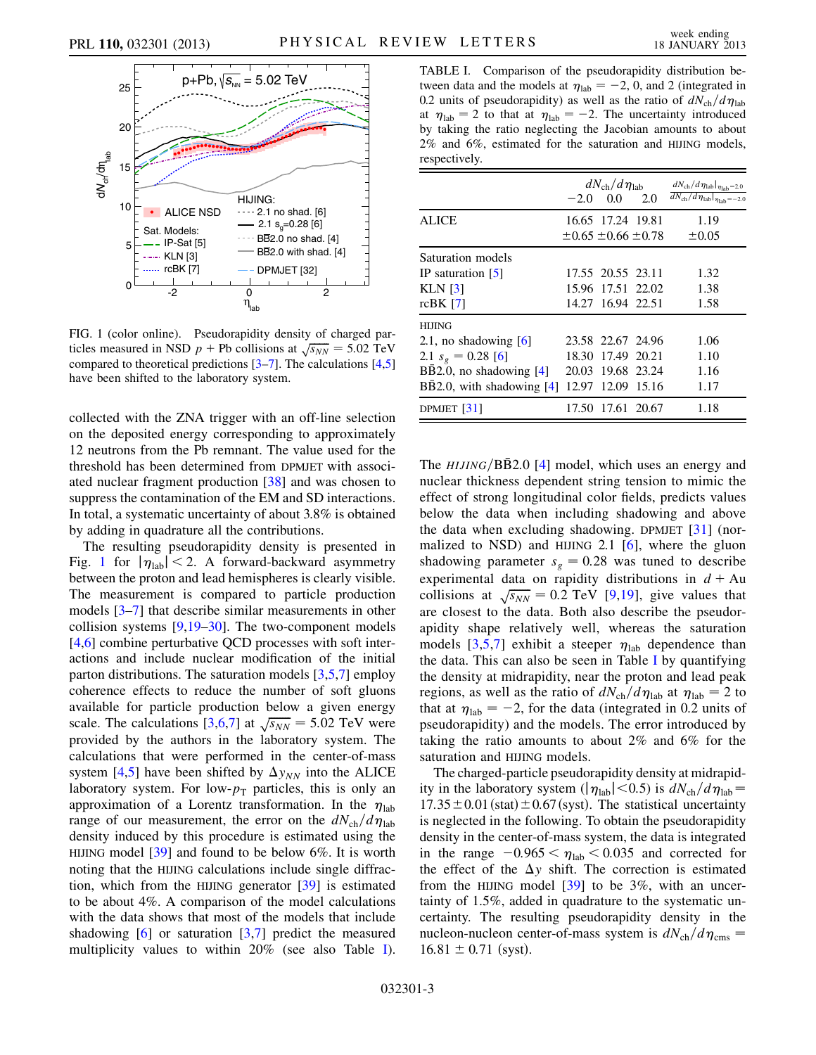FIG. 1 (color online). Pseudorapidity density of charged particles measured in NSD $p$ + Pb collisions at $\sqrt{s_{NN}} = 5.02$ TeV compared to theoretical predictions [3–7]. The calculations [4,5] have been shifted to the laboratory system.

collected with the ZNA trigger with an off-line selection on the deposited energy corresponding to approximately 12 neutrons from the Pb remnant. The value used for the threshold has been determined from DPMJET with associated nuclear fragment production [38] and was chosen to suppress the contamination of the EM and SD interactions. In total, a systematic uncertainty of about 3.8% is obtained by adding in quadrature all the contributions.

The resulting pseudorapidity density is presented in Fig. 1 for $|\eta_{\rm lab}| < 2$. A forward-backward asymmetry between the proton and lead hemispheres is clearly visible. The measurement is compared to particle production models [3–7] that describe similar measurements in other collision systems [9,19–30]. The two-component models [4,6] combine perturbative QCD processes with soft interactions and include nuclear modification of the initial parton distributions. The saturation models [3,5,7] employ coherence effects to reduce the number of soft gluons available for particle production below a given energy scale. The calculations [3,6,7] at $\sqrt{s_{NN}} = 5.02$ TeV were provided by the authors in the laboratory system. The calculations that were performed in the center-of-mass system [4,5] have been shifted by $\Delta y_{NN}$ into the ALICE laboratory system. For low-$p_{\rm T}$ particles, this is only an approximation of a Lorentz transformation. In the $\eta_{\rm lab}$ range of our measurement, the error on the $dN_{\rm ch}/d\eta_{\rm lab}$ density induced by this procedure is estimated using the HIJING model [39] and found to be 6%. It is worth noting that the HIJING calculations include single diffraction, which from the HIJING generator [39] is estimated to be about 4%. A comparison of the model calculations with the data shows that most of the models that include shadowing [6] or saturation [3,7] predict the measured multiplicity values to within 20% (see also Table I).

TABLE I. Comparison of the pseudorapidity distribution between data and the models at $\eta_{\rm lab} = -2$, 0, and 2 (integrated in 0.2 units of pseudorapidity) as well as the ratio of $dN_{\rm ch}/d\eta_{\rm lab}$ at $\eta_{\rm lab} = 2$ to that at $\eta_{\rm lab} = -2$. The uncertainty introduced by taking the ratio neglecting the Jacobian amounts to about 2% and 6%, estimated for the saturation and HIJING models, respectively.

| | $dN_{\rm ch}/d\eta_{\rm lab}$ $-2.0$ | $0.0$ | $2.0$ | $\frac{dN_{\rm ch}/d\eta_{\rm lab}\vert_{\eta_{\rm lab}=2.0}}{dN_{\rm ch}/d\eta_{\rm lab}\vert_{\eta_{\rm lab}=-2.0}}$ |
|---|---|---|---|---|
| ALICE | 16.65 $\pm$0.65 | 17.24 $\pm$0.66 | 19.81 $\pm$0.78 | 1.19 $\pm$0.05 |
| Saturation models | | | | |
| IP saturation [5] | 17.55 | 20.55 | 23.11 | 1.32 |
| KLN [3] | 15.96 | 17.51 | 22.02 | 1.38 |
| rcBK [7] | 14.27 | 16.94 | 22.51 | 1.58 |
| HIJING | | | | |
| 2.1, no shadowing [6] | 23.58 | 22.67 | 24.96 | 1.06 |
| 2.1 $s_g = 0.28$ [6] | 18.30 | 17.49 | 20.21 | 1.10 |
| B$\bar{\rm B}$2.0, no shadowing [4] | 20.03 | 19.68 | 23.24 | 1.16 |
| B$\bar{\rm B}$2.0, with shadowing [4] | 12.97 | 12.09 | 15.16 | 1.17 |
| DPMJET [31] | 17.50 | 17.61 | 20.67 | 1.18 |

The *HIJING*/B$\bar{\rm B}$2.0 [4] model, which uses an energy and nuclear thickness dependent string tension to mimic the effect of strong longitudinal color fields, predicts values below the data when including shadowing and above the data when excluding shadowing. DPMJET [31] (normalized to NSD) and HIJING 2.1 [6], where the gluon shadowing parameter $s_g = 0.28$ was tuned to describe experimental data on rapidity distributions in $d$ + Au collisions at $\sqrt{s_{NN}} = 0.2$ TeV [9,19], give values that are closest to the data. Both also describe the pseudorapidity shape relatively well, whereas the saturation models [3,5,7] exhibit a steeper $\eta_{\rm lab}$ dependence than the data. This can also be seen in Table I by quantifying the density at midrapidity, near the proton and lead peak regions, as well as the ratio of $dN_{\rm ch}/d\eta_{\rm lab}$ at $\eta_{\rm lab} = 2$ to that at $\eta_{\rm lab} = -2$, for the data (integrated in 0.2 units of pseudorapidity) and the models. The error introduced by taking the ratio amounts to about 2% and 6% for the saturation and HIJING models.

The charged-particle pseudorapidity density at midrapidity in the laboratory system ($|\eta_{\rm lab}| < 0.5$) is $dN_{\rm ch}/d\eta_{\rm lab} = 17.35 \pm 0.01\,({\rm stat}) \pm 0.67\,({\rm syst})$. The statistical uncertainty is neglected in the following. To obtain the pseudorapidity density in the center-of-mass system, the data is integrated in the range $-0.965 < \eta_{\rm lab} < 0.035$ and corrected for the effect of the $\Delta y$ shift. The correction is estimated from the HIJING model [39] to be 3%, with an uncertainty of 1.5%, added in quadrature to the systematic uncertainty. The resulting pseudorapidity density in the nucleon-nucleon center-of-mass system is $dN_{\rm ch}/d\eta_{\rm cms} = 16.81 \pm 0.71$ (syst).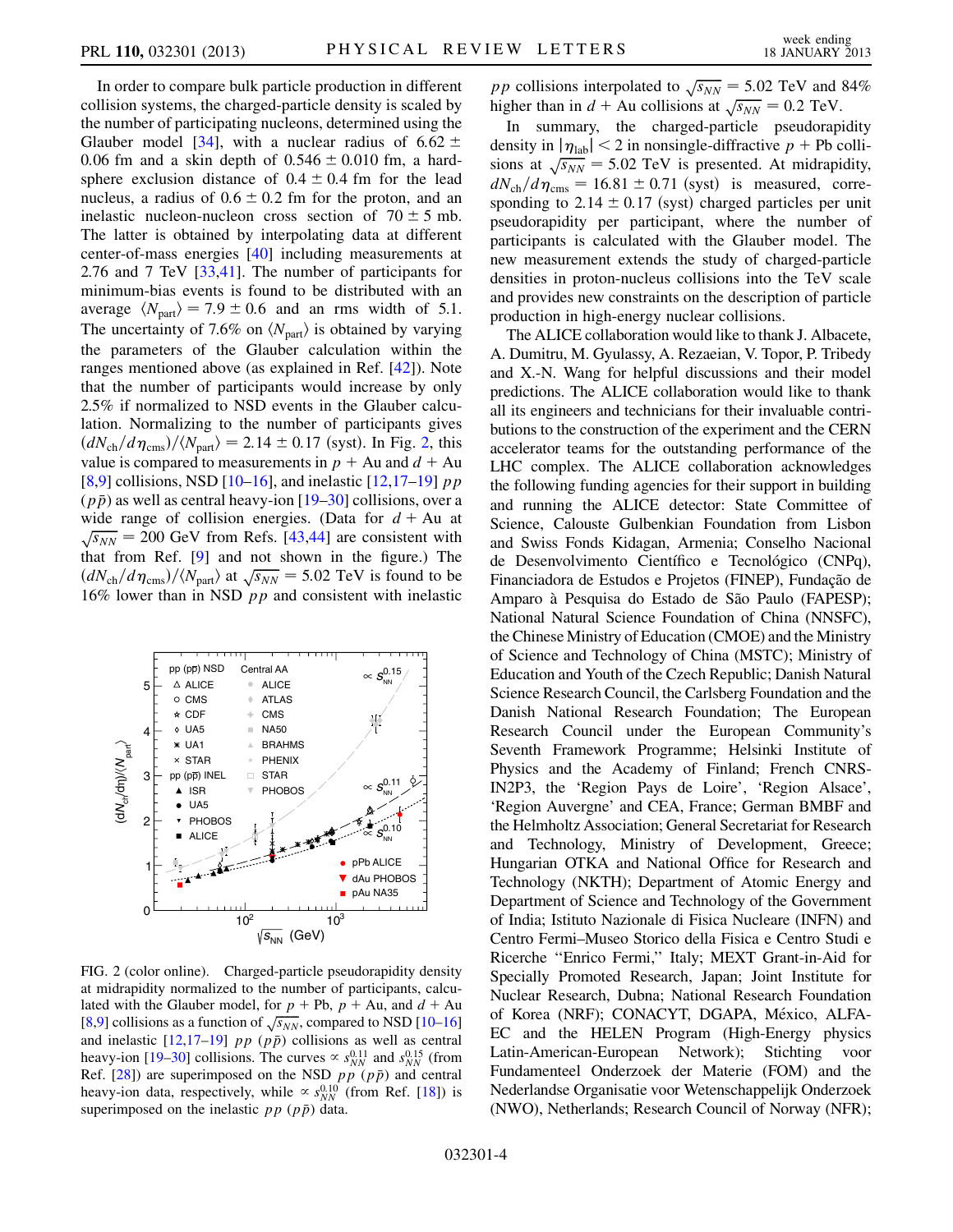In order to compare bulk particle production in different collision systems, the charged-particle density is scaled by the number of participating nucleons, determined using the Glauber model [34], with a nuclear radius of $6.62 \pm 0.06$ fm and a skin depth of $0.546 \pm 0.010$ fm, a hard-sphere exclusion distance of $0.4 \pm 0.4$ fm for the lead nucleus, a radius of $0.6 \pm 0.2$ fm for the proton, and an inelastic nucleon-nucleon cross section of $70 \pm 5$ mb. The latter is obtained by interpolating data at different center-of-mass energies [40] including measurements at 2.76 and 7 TeV [33,41]. The number of participants for minimum-bias events is found to be distributed with an average $\langle N_{\text{part}} \rangle = 7.9 \pm 0.6$ and an rms width of 5.1. The uncertainty of 7.6% on $\langle N_{\text{part}} \rangle$ is obtained by varying the parameters of the Glauber calculation within the ranges mentioned above (as explained in Ref. [42]). Note that the number of participants would increase by only 2.5% if normalized to NSD events in the Glauber calculation. Normalizing to the number of participants gives $(dN_{\text{ch}}/d\eta_{\text{cms}})/\langle N_{\text{part}} \rangle = 2.14 \pm 0.17$ (syst). In Fig. 2, this value is compared to measurements in $p$ + Au and $d$ + Au [8,9] collisions, NSD [10–16], and inelastic [12,17–19] $pp$ ($p\bar{p}$) as well as central heavy-ion [19–30] collisions, over a wide range of collision energies. (Data for $d$ + Au at $\sqrt{s_{NN}} = 200$ GeV from Refs. [43,44] are consistent with that from Ref. [9] and not shown in the figure.) The $(dN_{\text{ch}}/d\eta_{\text{cms}})/\langle N_{\text{part}} \rangle$ at $\sqrt{s_{NN}} = 5.02$ TeV is found to be 16% lower than in NSD $pp$ and consistent with inelastic $pp$ collisions interpolated to $\sqrt{s_{NN}} = 5.02$ TeV and 84% higher than in $d$ + Au collisions at $\sqrt{s_{NN}} = 0.2$ TeV.

pp (pp̄) NSD: ALICE, CMS, CDF, UA5, UA1, STAR
Central AA: ALICE, ATLAS, CMS, NA50, BRAHMS, PHENIX, STAR, PHOBOS
pp (pp̄) INEL: ISR, UA5, PHOBOS, ALICE
pPb ALICE
dAu PHOBOS
pAu NA35
$\propto s_{NN}^{0.15}$
$\propto s_{NN}^{0.11}$
$\propto s_{NN}^{0.10}$
$(dN_{ch}/d\eta)/\langle N_{part}\rangle$
$\sqrt{s_{NN}}$ (GeV)
0
1
2
3
4
5
$10^2$
$10^3$

FIG. 2 (color online). Charged-particle pseudorapidity density at midrapidity normalized to the number of participants, calculated with the Glauber model, for $p$ + Pb, $p$ + Au, and $d$ + Au [8,9] collisions as a function of $\sqrt{s_{NN}}$, compared to NSD [10–16] and inelastic [12,17–19] $pp$ ($p\bar{p}$) collisions as well as central heavy-ion [19–30] collisions. The curves $\propto s_{NN}^{0.11}$ and $s_{NN}^{0.15}$ (from Ref. [28]) are superimposed on the NSD $pp$ ($p\bar{p}$) and central heavy-ion data, respectively, while $\propto s_{NN}^{0.10}$ (from Ref. [18]) is superimposed on the inelastic $pp$ ($p\bar{p}$) data.

In summary, the charged-particle pseudorapidity density in $|\eta_{\text{lab}}| < 2$ in nonsingle-diffractive $p$ + Pb collisions at $\sqrt{s_{NN}} = 5.02$ TeV is presented. At midrapidity, $dN_{\text{ch}}/d\eta_{\text{cms}} = 16.81 \pm 0.71$ (syst) is measured, corresponding to $2.14 \pm 0.17$ (syst) charged particles per unit pseudorapidity per participant, where the number of participants is calculated with the Glauber model. The new measurement extends the study of charged-particle densities in proton-nucleus collisions into the TeV scale and provides new constraints on the description of particle production in high-energy nuclear collisions.

The ALICE collaboration would like to thank J. Albacete, A. Dumitru, M. Gyulassy, A. Rezaeian, V. Topor, P. Tribedy and X.-N. Wang for helpful discussions and their model predictions. The ALICE collaboration would like to thank all its engineers and technicians for their invaluable contributions to the construction of the experiment and the CERN accelerator teams for the outstanding performance of the LHC complex. The ALICE collaboration acknowledges the following funding agencies for their support in building and running the ALICE detector: State Committee of Science, Calouste Gulbenkian Foundation from Lisbon and Swiss Fonds Kidagan, Armenia; Conselho Nacional de Desenvolvimento Científico e Tecnológico (CNPq), Financiadora de Estudos e Projetos (FINEP), Fundação de Amparo à Pesquisa do Estado de São Paulo (FAPESP); National Natural Science Foundation of China (NNSFC), the Chinese Ministry of Education (CMOE) and the Ministry of Science and Technology of China (MSTC); Ministry of Education and Youth of the Czech Republic; Danish Natural Science Research Council, the Carlsberg Foundation and the Danish National Research Foundation; The European Research Council under the European Community's Seventh Framework Programme; Helsinki Institute of Physics and the Academy of Finland; French CNRS-IN2P3, the 'Region Pays de Loire', 'Region Alsace', 'Region Auvergne' and CEA, France; German BMBF and the Helmholtz Association; General Secretariat for Research and Technology, Ministry of Development, Greece; Hungarian OTKA and National Office for Research and Technology (NKTH); Department of Atomic Energy and Department of Science and Technology of the Government of India; Istituto Nazionale di Fisica Nucleare (INFN) and Centro Fermi–Museo Storico della Fisica e Centro Studi e Ricerche "Enrico Fermi," Italy; MEXT Grant-in-Aid for Specially Promoted Research, Japan; Joint Institute for Nuclear Research, Dubna; National Research Foundation of Korea (NRF); CONACYT, DGAPA, México, ALFA-EC and the HELEN Program (High-Energy physics Latin-American-European Network); Stichting voor Fundamenteel Onderzoek der Materie (FOM) and the Nederlandse Organisatie voor Wetenschappelijk Onderzoek (NWO), Netherlands; Research Council of Norway (NFR);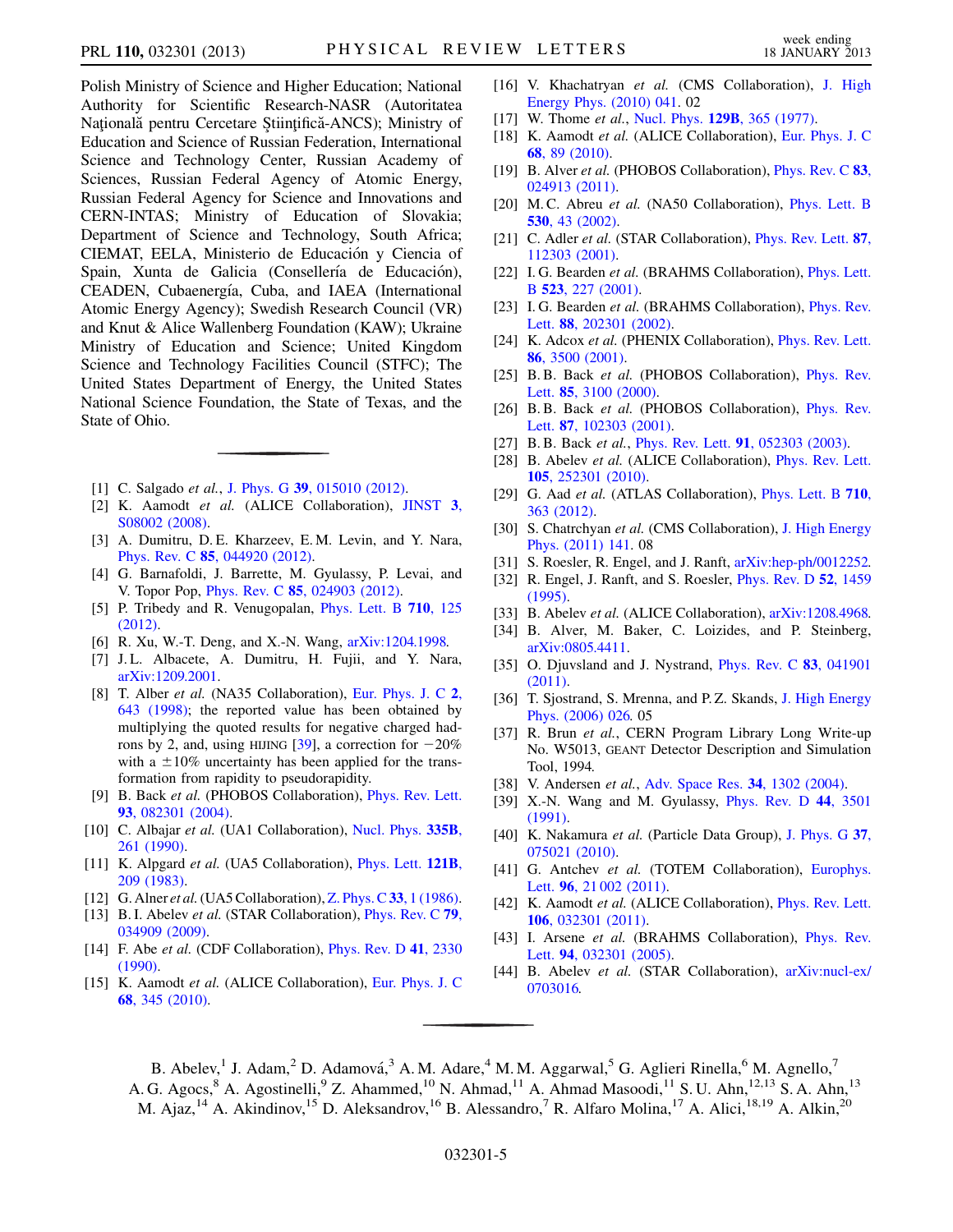Polish Ministry of Science and Higher Education; National Authority for Scientific Research-NASR (Autoritatea Naţională pentru Cercetare Ştiinţifică-ANCS); Ministry of Education and Science of Russian Federation, International Science and Technology Center, Russian Academy of Sciences, Russian Federal Agency of Atomic Energy, Russian Federal Agency for Science and Innovations and CERN-INTAS; Ministry of Education of Slovakia; Department of Science and Technology, South Africa; CIEMAT, EELA, Ministerio de Educación y Ciencia of Spain, Xunta de Galicia (Consellería de Educación), CEADEN, Cubaenergía, Cuba, and IAEA (International Atomic Energy Agency); Swedish Research Council (VR) and Knut & Alice Wallenberg Foundation (KAW); Ukraine Ministry of Education and Science; United Kingdom Science and Technology Facilities Council (STFC); The United States Department of Energy, the United States National Science Foundation, the State of Texas, and the State of Ohio.

---

[1] C. Salgado *et al.*, J. Phys. G **39**, 015010 (2012).

[2] K. Aamodt *et al.* (ALICE Collaboration), JINST **3**, S08002 (2008).

[3] A. Dumitru, D. E. Kharzeev, E. M. Levin, and Y. Nara, Phys. Rev. C **85**, 044920 (2012).

[4] G. Barnafoldi, J. Barrette, M. Gyulassy, P. Levai, and V. Topor Pop, Phys. Rev. C **85**, 024903 (2012).

[5] P. Tribedy and R. Venugopalan, Phys. Lett. B **710**, 125 (2012).

[6] R. Xu, W.-T. Deng, and X.-N. Wang, arXiv:1204.1998.

[7] J. L. Albacete, A. Dumitru, H. Fujii, and Y. Nara, arXiv:1209.2001.

[8] T. Alber *et al.* (NA35 Collaboration), Eur. Phys. J. C **2**, 643 (1998); the reported value has been obtained by multiplying the quoted results for negative charged hadrons by 2, and, using HIJING [39], a correction for −20% with a ±10% uncertainty has been applied for the transformation from rapidity to pseudorapidity.

[9] B. Back *et al.* (PHOBOS Collaboration), Phys. Rev. Lett. **93**, 082301 (2004).

[10] C. Albajar *et al.* (UA1 Collaboration), Nucl. Phys. **335B**, 261 (1990).

[11] K. Alpgard *et al.* (UA5 Collaboration), Phys. Lett. **121B**, 209 (1983).

[12] G. Alner *et al.* (UA5 Collaboration), Z. Phys. C **33**, 1 (1986).

[13] B. I. Abelev *et al.* (STAR Collaboration), Phys. Rev. C **79**, 034909 (2009).

[14] F. Abe *et al.* (CDF Collaboration), Phys. Rev. D **41**, 2330 (1990).

[15] K. Aamodt *et al.* (ALICE Collaboration), Eur. Phys. J. C **68**, 345 (2010).

[16] V. Khachatryan *et al.* (CMS Collaboration), J. High Energy Phys. (2010) 041. 02

[17] W. Thome *et al.*, Nucl. Phys. **129B**, 365 (1977).

[18] K. Aamodt *et al.* (ALICE Collaboration), Eur. Phys. J. C **68**, 89 (2010).

[19] B. Alver *et al.* (PHOBOS Collaboration), Phys. Rev. C **83**, 024913 (2011).

[20] M. C. Abreu *et al.* (NA50 Collaboration), Phys. Lett. B **530**, 43 (2002).

[21] C. Adler *et al.* (STAR Collaboration), Phys. Rev. Lett. **87**, 112303 (2001).

[22] I. G. Bearden *et al.* (BRAHMS Collaboration), Phys. Lett. B **523**, 227 (2001).

[23] I. G. Bearden *et al.* (BRAHMS Collaboration), Phys. Rev. Lett. **88**, 202301 (2002).

[24] K. Adcox *et al.* (PHENIX Collaboration), Phys. Rev. Lett. **86**, 3500 (2001).

[25] B. B. Back *et al.* (PHOBOS Collaboration), Phys. Rev. Lett. **85**, 3100 (2000).

[26] B. B. Back *et al.* (PHOBOS Collaboration), Phys. Rev. Lett. **87**, 102303 (2001).

[27] B. B. Back *et al.*, Phys. Rev. Lett. **91**, 052303 (2003).

[28] B. Abelev *et al.* (ALICE Collaboration), Phys. Rev. Lett. **105**, 252301 (2010).

[29] G. Aad *et al.* (ATLAS Collaboration), Phys. Lett. B **710**, 363 (2012).

[30] S. Chatrchyan *et al.* (CMS Collaboration), J. High Energy Phys. (2011) 141. 08

[31] S. Roesler, R. Engel, and J. Ranft, arXiv:hep-ph/0012252.

[32] R. Engel, J. Ranft, and S. Roesler, Phys. Rev. D **52**, 1459 (1995).

[33] B. Abelev *et al.* (ALICE Collaboration), arXiv:1208.4968.

[34] B. Alver, M. Baker, C. Loizides, and P. Steinberg, arXiv:0805.4411.

[35] O. Djuvsland and J. Nystrand, Phys. Rev. C **83**, 041901 (2011).

[36] T. Sjostrand, S. Mrenna, and P. Z. Skands, J. High Energy Phys. (2006) 026. 05

[37] R. Brun *et al.*, CERN Program Library Long Write-up No. W5013, GEANT Detector Description and Simulation Tool, 1994.

[38] V. Andersen *et al.*, Adv. Space Res. **34**, 1302 (2004).

[39] X.-N. Wang and M. Gyulassy, Phys. Rev. D **44**, 3501 (1991).

[40] K. Nakamura *et al.* (Particle Data Group), J. Phys. G **37**, 075021 (2010).

[41] G. Antchev *et al.* (TOTEM Collaboration), Europhys. Lett. **96**, 21 002 (2011).

[42] K. Aamodt *et al.* (ALICE Collaboration), Phys. Rev. Lett. **106**, 032301 (2011).

[43] I. Arsene *et al.* (BRAHMS Collaboration), Phys. Rev. Lett. **94**, 032301 (2005).

[44] B. Abelev *et al.* (STAR Collaboration), arXiv:nucl-ex/0703016.

---

B. Abelev,[1] J. Adam,[2] D. Adamová,[3] A. M. Adare,[4] M. M. Aggarwal,[5] G. Aglieri Rinella,[6] M. Agnello,[7] A. G. Agocs,[8] A. Agostinelli,[9] Z. Ahammed,[10] N. Ahmad,[11] A. Ahmad Masoodi,[11] S. U. Ahn,[12,13] S. A. Ahn,[13] M. Ajaz,[14] A. Akindinov,[15] D. Aleksandrov,[16] B. Alessandro,[7] R. Alfaro Molina,[17] A. Alici,[18,19] A. Alkin,[20]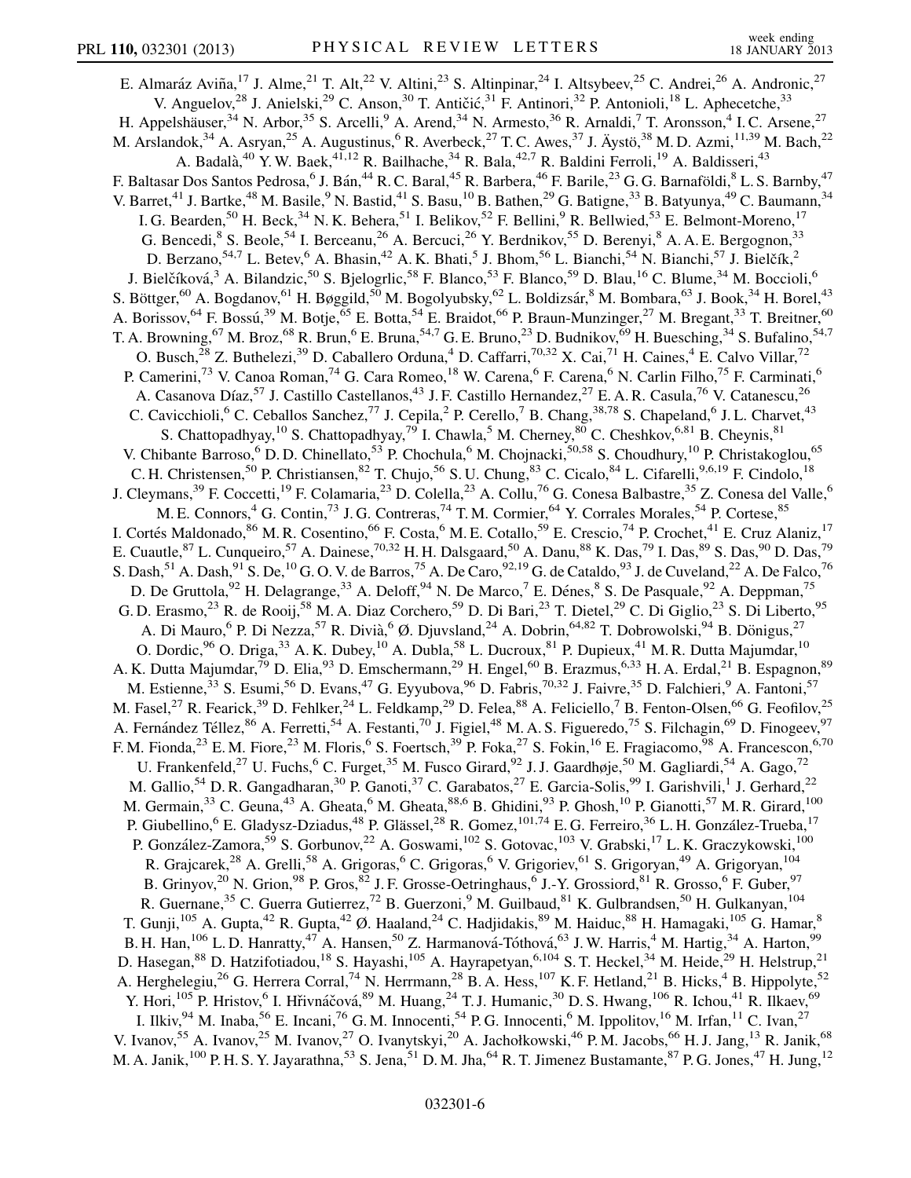E. Almaráz Aviña,[17] J. Alme,[21] T. Alt,[22] V. Altini,[23] S. Altinpinar,[24] I. Altsybeev,[25] C. Andrei,[26] A. Andronic,[27] V. Anguelov,[28] J. Anielski,[29] C. Anson,[30] T. Antičić,[31] F. Antinori,[32] P. Antonioli,[18] L. Aphecetche,[33] H. Appelshäuser,[34] N. Arbor,[35] S. Arcelli,[9] A. Arend,[34] N. Armesto,[36] R. Arnaldi,[7] T. Aronsson,[4] I. C. Arsene,[27] M. Arslandok,[34] A. Asryan,[25] A. Augustinus,[6] R. Averbeck,[27] T. C. Awes,[37] J. Äystö,[38] M. D. Azmi,[11,39] M. Bach,[22] A. Badalà,[40] Y. W. Baek,[41,12] R. Bailhache,[34] R. Bala,[42,7] R. Baldini Ferroli,[19] A. Baldisseri,[43] F. Baltasar Dos Santos Pedrosa,[6] J. Bán,[44] R. C. Baral,[45] R. Barbera,[46] F. Barile,[23] G. G. Barnaföldi,[8] L. S. Barnby,[47] V. Barret,[41] J. Bartke,[48] M. Basile,[9] N. Bastid,[41] S. Basu,[10] B. Bathen,[29] G. Batigne,[33] B. Batyunya,[49] C. Baumann,[34] I. G. Bearden,[50] H. Beck,[34] N. K. Behera,[51] I. Belikov,[52] F. Bellini,[9] R. Bellwied,[53] E. Belmont-Moreno,[17] G. Bencedi,[8] S. Beole,[54] I. Berceanu,[26] A. Bercuci,[26] Y. Berdnikov,[55] D. Berenyi,[8] A. A. E. Bergognon,[33] D. Berzano,[54,7] L. Betev,[6] A. Bhasin,[42] A. K. Bhati,[5] J. Bhom,[56] L. Bianchi,[54] N. Bianchi,[57] J. Bielčík,[2] J. Bielčíková,[3] A. Bilandzic,[50] S. Bjelogrlic,[58] F. Blanco,[53] F. Blanco,[59] D. Blau,[16] C. Blume,[34] M. Boccioli,[6] S. Böttger,[60] A. Bogdanov,[61] H. Bøggild,[50] M. Bogolyubsky,[62] L. Boldizsár,[8] M. Bombara,[63] J. Book,[34] H. Borel,[43] A. Borissov,[64] F. Bossú,[39] M. Botje,[65] E. Botta,[54] E. Braidot,[66] P. Braun-Munzinger,[27] M. Bregant,[33] T. Breitner,[60] T. A. Browning,[67] M. Broz,[68] R. Brun,[6] E. Bruna,[54,7] G. E. Bruno,[23] D. Budnikov,[69] H. Buesching,[34] S. Bufalino,[54,7] O. Busch,[28] Z. Buthelezi,[39] D. Caballero Orduna,[4] D. Caffarri,[70,32] X. Cai,[71] H. Caines,[4] E. Calvo Villar,[72] P. Camerini,[73] V. Canoa Roman,[74] G. Cara Romeo,[18] W. Carena,[6] F. Carena,[6] N. Carlin Filho,[75] F. Carminati,[6] A. Casanova Díaz,[57] J. Castillo Castellanos,[43] J. F. Castillo Hernandez,[27] E. A. R. Casula,[76] V. Catanescu,[26] C. Cavicchioli,[6] C. Ceballos Sanchez,[77] J. Cepila,[2] P. Cerello,[7] B. Chang,[38,78] S. Chapeland,[6] J. L. Charvet,[43] S. Chattopadhyay,[10] S. Chattopadhyay,[79] I. Chawla,[5] M. Cherney,[80] C. Cheshkov,[6,81] B. Cheynis,[81] V. Chibante Barroso,[6] D. D. Chinellato,[53] P. Chochula,[6] M. Chojnacki,[50,58] S. Choudhury,[10] P. Christakoglou,[65] C. H. Christensen,[50] P. Christiansen,[82] T. Chujo,[56] S. U. Chung,[83] C. Cicalo,[84] L. Cifarelli,[9,6,19] F. Cindolo,[18] J. Cleymans,[39] F. Coccetti,[19] F. Colamaria,[23] D. Colella,[23] A. Collu,[76] G. Conesa Balbastre,[35] Z. Conesa del Valle,[6] M. E. Connors,[4] G. Contin,[73] J. G. Contreras,[74] T. M. Cormier,[64] Y. Corrales Morales,[54] P. Cortese,[85] I. Cortés Maldonado,[86] M. R. Cosentino,[66] F. Costa,[6] M. E. Cotallo,[59] E. Crescio,[74] P. Crochet,[41] E. Cruz Alaniz,[17] E. Cuautle,[87] L. Cunqueiro,[57] A. Dainese,[70,32] H. H. Dalsgaard,[50] A. Danu,[88] K. Das,[79] I. Das,[89] S. Das,[90] D. Das,[79] S. Dash,[51] A. Dash,[91] S. De,[10] G. O. V. de Barros,[75] A. De Caro,[92,19] G. de Cataldo,[93] J. de Cuveland,[22] A. De Falco,[76] D. De Gruttola,[92] H. Delagrange,[33] A. Deloff,[94] N. De Marco,[7] E. Dénes,[8] S. De Pasquale,[92] A. Deppman,[75] G. D. Erasmo,[23] R. de Rooij,[58] M. A. Diaz Corchero,[59] D. Di Bari,[23] T. Dietel,[29] C. Di Giglio,[23] S. Di Liberto,[95] A. Di Mauro,[6] P. Di Nezza,[57] R. Divià,[6] Ø. Djuvsland,[24] A. Dobrin,[64,82] T. Dobrowolski,[94] B. Dönigus,[27] O. Dordic,[96] O. Driga,[33] A. K. Dubey,[10] A. Dubla,[58] L. Ducroux,[81] P. Dupieux,[41] M. R. Dutta Majumdar,[10] A. K. Dutta Majumdar,[79] D. Elia,[93] D. Emschermann,[29] H. Engel,[60] B. Erazmus,[6,33] H. A. Erdal,[21] B. Espagnon,[89] M. Estienne,[33] S. Esumi,[56] D. Evans,[47] G. Eyyubova,[96] D. Fabris,[70,32] J. Faivre,[35] D. Falchieri,[9] A. Fantoni,[57] M. Fasel,[27] R. Fearick,[39] D. Fehlker,[24] L. Feldkamp,[29] D. Felea,[88] A. Feliciello,[7] B. Fenton-Olsen,[66] G. Feofilov,[25] A. Fernández Téllez,[86] A. Ferretti,[54] A. Festanti,[70] J. Figiel,[48] M. A. S. Figueredo,[75] S. Filchagin,[69] D. Finogeev,[97] F. M. Fionda,[23] E. M. Fiore,[23] M. Floris,[6] S. Foertsch,[39] P. Foka,[27] S. Fokin,[16] E. Fragiacomo,[98] A. Francescon,[6,70] U. Frankenfeld,[27] U. Fuchs,[6] C. Furget,[35] M. Fusco Girard,[92] J. J. Gaardhøje,[50] M. Gagliardi,[54] A. Gago,[72] M. Gallio,[54] D. R. Gangadharan,[30] P. Ganoti,[37] C. Garabatos,[27] E. Garcia-Solis,[99] I. Garishvili,[1] J. Gerhard,[22] M. Germain,[33] C. Geuna,[43] A. Gheata,[6] M. Gheata,[88,6] B. Ghidini,[93] P. Ghosh,[10] P. Gianotti,[57] M. R. Girard,[100] P. Giubellino,[6] E. Gladysz-Dziadus,[48] P. Glässel,[28] R. Gomez,[101,74] E. G. Ferreiro,[36] L. H. González-Trueba,[17] P. González-Zamora,[59] S. Gorbunov,[22] A. Goswami,[102] S. Gotovac,[103] V. Grabski,[17] L. K. Graczykowski,[100] R. Grajcarek,[28] A. Grelli,[58] A. Grigoras,[6] C. Grigoras,[6] V. Grigoriev,[61] S. Grigoryan,[49] A. Grigoryan,[104] B. Grinyov,[20] N. Grion,[98] P. Gros,[82] J. F. Grosse-Oetringhaus,[6] J.-Y. Grossiord,[81] R. Grosso,[6] F. Guber,[97] R. Guernane,[35] C. Guerra Gutierrez,[72] B. Guerzoni,[9] M. Guilbaud,[81] K. Gulbrandsen,[50] H. Gulkanyan,[104] T. Gunji,[105] A. Gupta,[42] R. Gupta,[42] Ø. Haaland,[24] C. Hadjidakis,[89] M. Haiduc,[88] H. Hamagaki,[105] G. Hamar,[8] B. H. Han,[106] L. D. Hanratty,[47] A. Hansen,[50] Z. Harmanová-Tóthová,[63] J. W. Harris,[4] M. Hartig,[34] A. Harton,[99] D. Hasegan,[88] D. Hatzifotiadou,[18] S. Hayashi,[105] A. Hayrapetyan,[6,104] S. T. Heckel,[34] M. Heide,[29] H. Helstrup,[21] A. Herghelegiu,[26] G. Herrera Corral,[74] N. Herrmann,[28] B. A. Hess,[107] K. F. Hetland,[21] B. Hicks,[4] B. Hippolyte,[52] Y. Hori,[105] P. Hristov,[6] I. Hřivnáčová,[89] M. Huang,[24] T. J. Humanic,[30] D. S. Hwang,[106] R. Ichou,[41] R. Ilkaev,[69] I. Ilkiv,[94] M. Inaba,[56] E. Incani,[76] G. M. Innocenti,[54] P. G. Innocenti,[6] M. Ippolitov,[16] M. Irfan,[11] C. Ivan,[27] V. Ivanov,[55] A. Ivanov,[25] M. Ivanov,[27] O. Ivanytskyi,[20] A. Jachołkowski,[46] P. M. Jacobs,[66] H. J. Jang,[13] R. Janik,[68] M. A. Janik,[100] P. H. S. Y. Jayarathna,[53] S. Jena,[51] D. M. Jha,[64] R. T. Jimenez Bustamante,[87] P. G. Jones,[47] H. Jung,[12]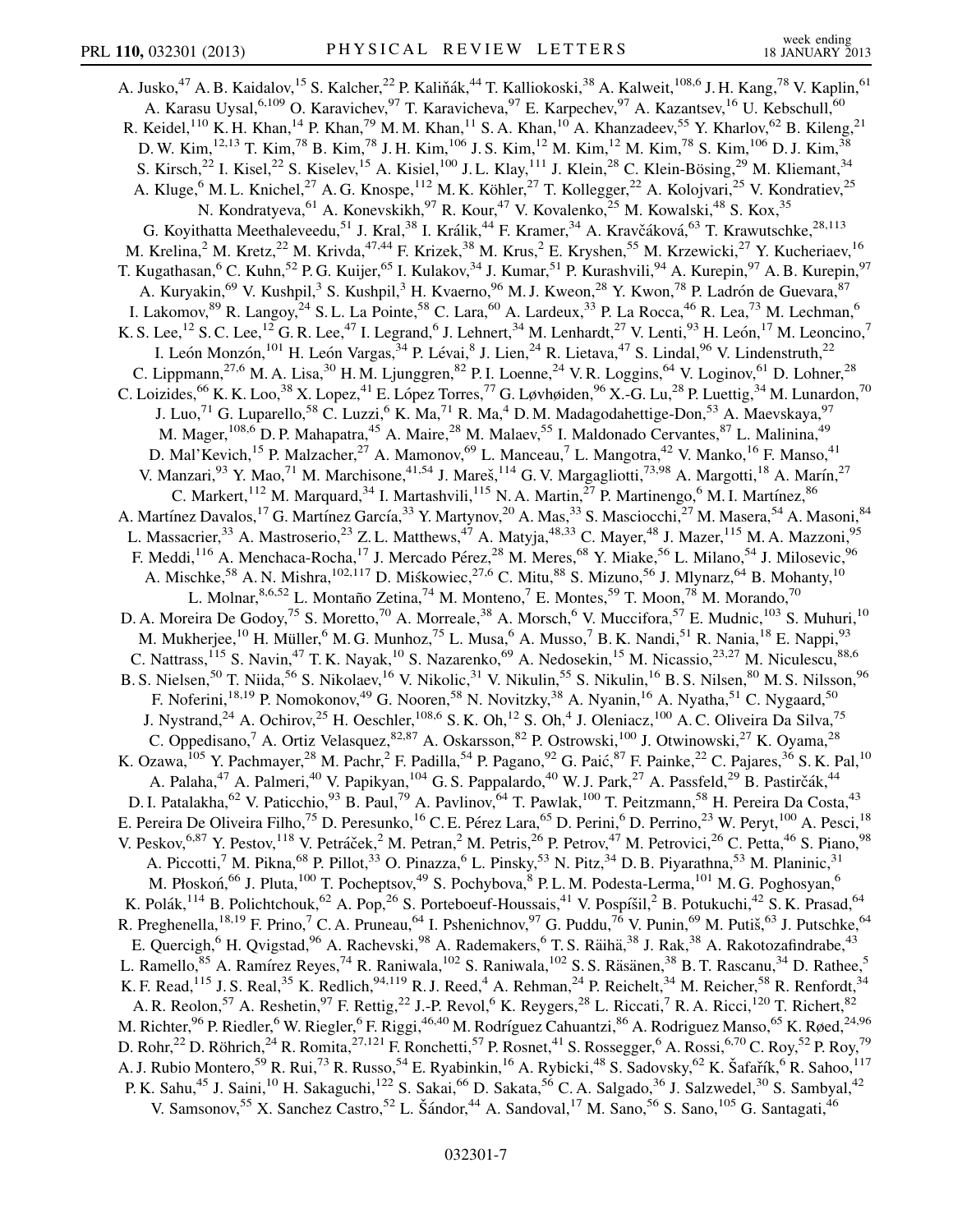A. Jusko,[47] A. B. Kaidalov,[15] S. Kalcher,[22] P. Kaliňák,[44] T. Kalliokoski,[38] A. Kalweit,[108,6] J. H. Kang,[78] V. Kaplin,[61] A. Karasu Uysal,[6,109] O. Karavichev,[97] T. Karavicheva,[97] E. Karpechev,[97] A. Kazantsev,[16] U. Kebschull,[60] R. Keidel,[110] K. H. Khan,[14] P. Khan,[79] M. M. Khan,[11] S. A. Khan,[10] A. Khanzadeev,[55] Y. Kharlov,[62] B. Kileng,[21] D. W. Kim,[12,13] T. Kim,[78] B. Kim,[78] J. H. Kim,[106] J. S. Kim,[12] M. Kim,[12] M. Kim,[78] S. Kim,[106] D. J. Kim,[38] S. Kirsch,[22] I. Kisel,[22] S. Kiselev,[15] A. Kisiel,[100] J. L. Klay,[111] J. Klein,[28] C. Klein-Bösing,[29] M. Kliemant,[34] A. Kluge,[6] M. L. Knichel,[27] A. G. Knospe,[112] M. K. Köhler,[27] T. Kollegger,[22] A. Kolojvari,[25] V. Kondratiev,[25] N. Kondratyeva,[61] A. Konevskikh,[97] R. Kour,[47] V. Kovalenko,[25] M. Kowalski,[48] S. Kox,[35] G. Koyithatta Meethaleveedu,[51] J. Kral,[38] I. Králik,[44] F. Kramer,[34] A. Kravčáková,[63] T. Krawutschke,[28,113] M. Krelina,[2] M. Kretz,[22] M. Krivda,[47,44] F. Krizek,[38] M. Krus,[2] E. Kryshen,[55] M. Krzewicki,[27] Y. Kucheriaev,[16] T. Kugathasan,[6] C. Kuhn,[52] P. G. Kuijer,[65] I. Kulakov,[34] J. Kumar,[51] P. Kurashvili,[94] A. Kurepin,[97] A. B. Kurepin,[97] A. Kuryakin,[69] V. Kushpil,[3] S. Kushpil,[3] H. Kvaerno,[96] M. J. Kweon,[28] Y. Kwon,[78] P. Ladrón de Guevara,[87] I. Lakomov,[89] R. Langoy,[24] S. L. La Pointe,[58] C. Lara,[60] A. Lardeux,[33] P. La Rocca,[46] R. Lea,[73] M. Lechman,[6] K. S. Lee,[12] S. C. Lee,[12] G. R. Lee,[47] I. Legrand,[6] J. Lehnert,[34] M. Lenhardt,[27] V. Lenti,[93] H. León,[17] M. Leoncino,[7] I. León Monzón,[101] H. León Vargas,[34] P. Lévai,[8] J. Lien,[24] R. Lietava,[47] S. Lindal,[96] V. Lindenstruth,[22] C. Lippmann,[27,6] M. A. Lisa,[30] H. M. Ljunggren,[82] P. I. Loenne,[24] V. R. Loggins,[64] V. Loginov,[61] D. Lohner,[28] C. Loizides,[66] K. K. Loo,[38] X. Lopez,[41] E. López Torres,[77] G. Løvhøiden,[96] X.-G. Lu,[28] P. Luettig,[34] M. Lunardon,[70] J. Luo,[71] G. Luparello,[58] C. Luzzi,[6] K. Ma,[71] R. Ma,[4] D. M. Madagodahettige-Don,[53] A. Maevskaya,[97] M. Mager,[108,6] D. P. Mahapatra,[45] A. Maire,[28] M. Malaev,[55] I. Maldonado Cervantes,[87] L. Malinina,[49] D. Mal'Kevich,[15] P. Malzacher,[27] A. Mamonov,[69] L. Manceau,[7] L. Mangotra,[42] V. Manko,[16] F. Manso,[41] V. Manzari,[93] Y. Mao,[71] M. Marchisone,[41,54] J. Mareš,[114] G. V. Margagliotti,[73,98] A. Margotti,[18] A. Marín,[27] C. Markert,[112] M. Marquard,[34] I. Martashvili,[115] N. A. Martin,[27] P. Martinengo,[6] M. I. Martínez,[86] A. Martínez Davalos,[17] G. Martínez García,[33] Y. Martynov,[20] A. Mas,[33] S. Masciocchi,[27] M. Masera,[54] A. Masoni,[84] L. Massacrier,[33] A. Mastroserio,[23] Z. L. Matthews,[47] A. Matyja,[48,33] C. Mayer,[48] J. Mazer,[115] M. A. Mazzoni,[95] F. Meddi,[116] A. Menchaca-Rocha,[17] J. Mercado Pérez,[28] M. Meres,[68] Y. Miake,[56] L. Milano,[54] J. Milosevic,[96] A. Mischke,[58] A. N. Mishra,[102,117] D. Miśkowiec,[27,6] C. Mitu,[88] S. Mizuno,[56] J. Mlynarz,[64] B. Mohanty,[10] L. Molnar,[8,6,52] L. Montaño Zetina,[74] M. Monteno,[7] E. Montes,[59] T. Moon,[78] M. Morando,[70] D. A. Moreira De Godoy,[75] S. Moretto,[70] A. Morreale,[38] A. Morsch,[6] V. Muccifora,[57] E. Mudnic,[103] S. Muhuri,[10] M. Mukherjee,[10] H. Müller,[6] M. G. Munhoz,[75] L. Musa,[6] A. Musso,[7] B. K. Nandi,[51] R. Nania,[18] E. Nappi,[93] C. Nattrass,[115] S. Navin,[47] T. K. Nayak,[10] S. Nazarenko,[69] A. Nedosekin,[15] M. Nicassio,[23,27] M. Niculescu,[88,6] B. S. Nielsen,[50] T. Niida,[56] S. Nikolaev,[16] V. Nikolic,[31] V. Nikulin,[55] S. Nikulin,[16] B. S. Nilsen,[80] M. S. Nilsson,[96] F. Noferini,[18,19] P. Nomokonov,[49] G. Nooren,[58] N. Novitzky,[38] A. Nyanin,[16] A. Nyatha,[51] C. Nygaard,[50] J. Nystrand,[24] A. Ochirov,[25] H. Oeschler,[108,6] S. K. Oh,[12] S. Oh,[4] J. Oleniacz,[100] A. C. Oliveira Da Silva,[75] C. Oppedisano,[7] A. Ortiz Velasquez,[82,87] A. Oskarsson,[82] P. Ostrowski,[100] J. Otwinowski,[27] K. Oyama,[28] K. Ozawa,[105] Y. Pachmayer,[28] M. Pachr,[2] F. Padilla,[54] P. Pagano,[92] G. Paić,[87] F. Painke,[22] C. Pajares,[36] S. K. Pal,[10] A. Palaha,[47] A. Palmeri,[40] V. Papikyan,[104] G. S. Pappalardo,[40] W. J. Park,[27] A. Passfeld,[29] B. Pastirčák,[44] D. I. Patalakha,[62] V. Paticchio,[93] B. Paul,[79] A. Pavlinov,[64] T. Pawlak,[100] T. Peitzmann,[58] H. Pereira Da Costa,[43] E. Pereira De Oliveira Filho,[75] D. Peresunko,[16] C. E. Pérez Lara,[65] D. Perini,[6] D. Perrino,[23] W. Peryt,[100] A. Pesci,[18] V. Peskov,[6,87] Y. Pestov,[118] V. Petráček,[2] M. Petran,[2] M. Petris,[26] P. Petrov,[47] M. Petrovici,[26] C. Petta,[46] S. Piano,[98] A. Piccotti,[7] M. Pikna,[68] P. Pillot,[33] O. Pinazza,[6] L. Pinsky,[53] N. Pitz,[34] D. B. Piyarathna,[53] M. Planinic,[31] M. Płoskoń,[66] J. Pluta,[100] T. Pocheptsov,[49] S. Pochybova,[8] P. L. M. Podesta-Lerma,[101] M. G. Poghosyan,[6] K. Polák,[114] B. Polichtchouk,[62] A. Pop,[26] S. Porteboeuf-Houssais,[41] V. Pospíšil,[2] B. Potukuchi,[42] S. K. Prasad,[64] R. Preghenella,[18,19] F. Prino,[7] C. A. Pruneau,[64] I. Pshenichnov,[97] G. Puddu,[76] V. Punin,[69] M. Putiš,[63] J. Putschke,[64] E. Quercigh,[6] H. Qvigstad,[96] A. Rachevski,[98] A. Rademakers,[6] T. S. Räihä,[38] J. Rak,[38] A. Rakotozafindrabe,[43] L. Ramello,[85] A. Ramírez Reyes,[74] R. Raniwala,[102] S. Raniwala,[102] S. S. Räsänen,[38] B. T. Rascanu,[34] D. Rathee,[5] K. F. Read,[115] J. S. Real,[35] K. Redlich,[94,119] R. J. Reed,[4] A. Rehman,[24] P. Reichelt,[34] M. Reicher,[58] R. Renfordt,[34] A. R. Reolon,[57] A. Reshetin,[97] F. Rettig,[22] J.-P. Revol,[6] K. Reygers,[28] L. Riccati,[7] R. A. Ricci,[120] T. Richert,[82] M. Richter,[96] P. Riedler,[6] W. Riegler,[6] F. Riggi,[46,40] M. Rodríguez Cahuantzi,[86] A. Rodriguez Manso,[65] K. Røed,[24,96] D. Rohr,[22] D. Röhrich,[24] R. Romita,[27,121] F. Ronchetti,[57] P. Rosnet,[41] S. Rossegger,[6] A. Rossi,[6,70] C. Roy,[52] P. Roy,[79] A. J. Rubio Montero,[59] R. Rui,[73] R. Russo,[54] E. Ryabinkin,[16] A. Rybicki,[48] S. Sadovsky,[62] K. Šafařík,[6] R. Sahoo,[117] P. K. Sahu,[45] J. Saini,[10] H. Sakaguchi,[122] S. Sakai,[66] D. Sakata,[56] C. A. Salgado,[36] J. Salzwedel,[30] S. Sambyal,[42] V. Samsonov,[55] X. Sanchez Castro,[52] L. Šándor,[44] A. Sandoval,[17] M. Sano,[56] S. Sano,[105] G. Santagati,[46]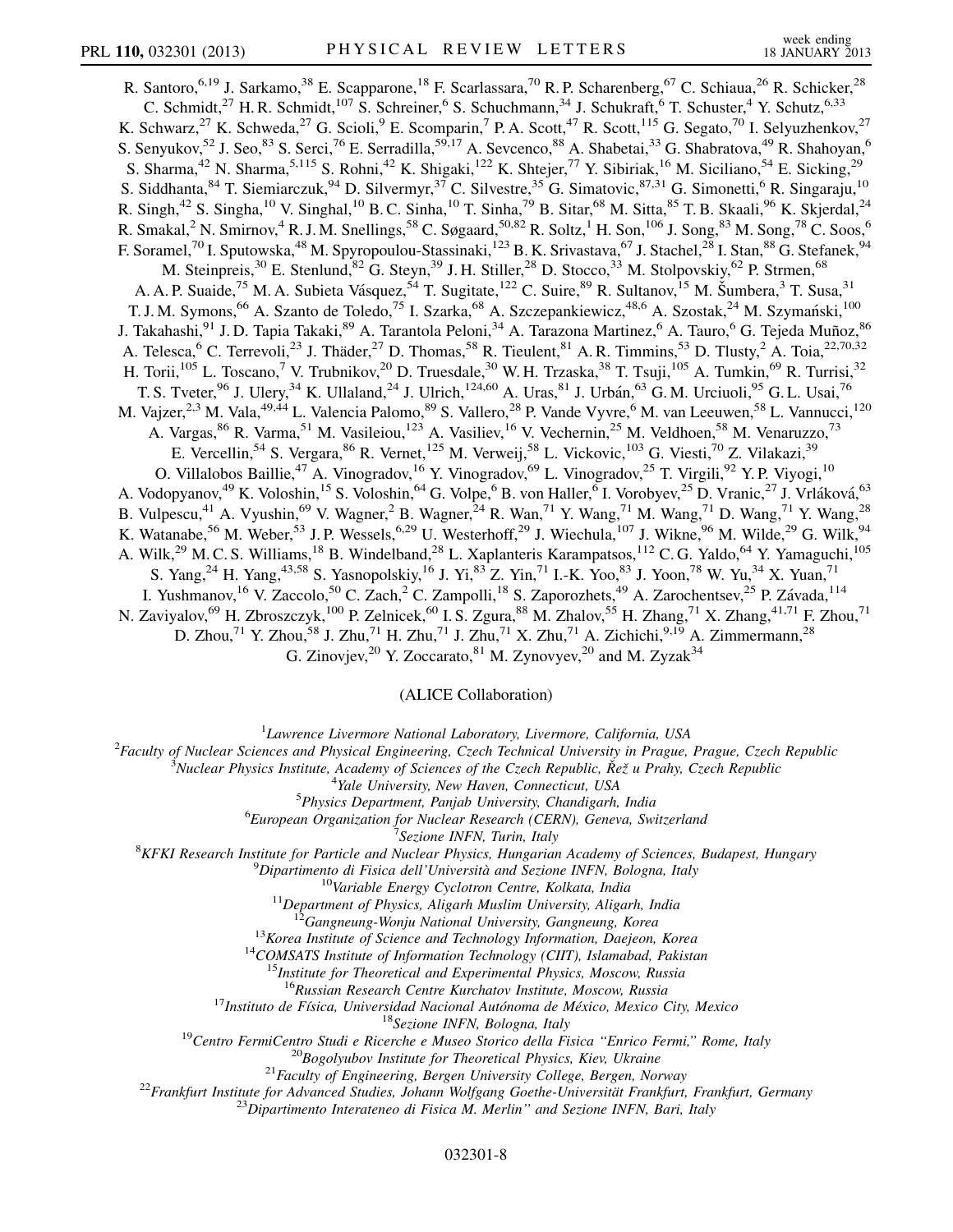R. Santoro,[6,19] J. Sarkamo,[38] E. Scapparone,[18] F. Scarlassara,[70] R. P. Scharenberg,[67] C. Schiaua,[26] R. Schicker,[28] C. Schmidt,[27] H. R. Schmidt,[107] S. Schreiner,[6] S. Schuchmann,[34] J. Schukraft,[6] T. Schuster,[4] Y. Schutz,[6,33] K. Schwarz,[27] K. Schweda,[27] G. Scioli,[9] E. Scomparin,[7] P. A. Scott,[47] R. Scott,[115] G. Segato,[70] I. Selyuzhenkov,[27] S. Senyukov,[52] J. Seo,[83] S. Serci,[76] E. Serradilla,[59,17] A. Sevcenco,[88] A. Shabetai,[33] G. Shabratova,[49] R. Shahoyan,[6] S. Sharma,[42] N. Sharma,[5,115] S. Rohni,[42] K. Shigaki,[122] K. Shtejer,[77] Y. Sibiriak,[16] M. Siciliano,[54] E. Sicking,[29] S. Siddhanta,[84] T. Siemiarczuk,[94] D. Silvermyr,[37] C. Silvestre,[35] G. Simatovic,[87,31] G. Simonetti,[6] R. Singaraju,[10] R. Singh,[42] S. Singha,[10] V. Singhal,[10] B. C. Sinha,[10] T. Sinha,[79] B. Sitar,[68] M. Sitta,[85] T. B. Skaali,[96] K. Skjerdal,[24] R. Smakal,[2] N. Smirnov,[4] R. J. M. Snellings,[58] C. Søgaard,[50,82] R. Soltz,[1] H. Son,[106] J. Song,[83] M. Song,[78] C. Soos,[6] F. Soramel,[70] I. Sputowska,[48] M. Spyropoulou-Stassinaki,[123] B. K. Srivastava,[67] J. Stachel,[28] I. Stan,[88] G. Stefanek,[94] M. Steinpreis,[30] E. Stenlund,[82] G. Steyn,[39] J. H. Stiller,[28] D. Stocco,[33] M. Stolpovskiy,[62] P. Strmen,[68] A. A. P. Suaide,[75] M. A. Subieta Vásquez,[54] T. Sugitate,[122] C. Suire,[89] R. Sultanov,[15] M. Šumbera,[3] T. Susa,[31] T. J. M. Symons,[66] A. Szanto de Toledo,[75] I. Szarka,[68] A. Szczepankiewicz,[48,6] A. Szostak,[24] M. Szymański,[100] J. Takahashi,[91] J. D. Tapia Takaki,[89] A. Tarantola Peloni,[34] A. Tarazona Martinez,[6] A. Tauro,[6] G. Tejeda Muñoz,[86] A. Telesca,[6] C. Terrevoli,[23] J. Thäder,[27] D. Thomas,[58] R. Tieulent,[81] A. R. Timmins,[53] D. Tlusty,[2] A. Toia,[22,70,32] H. Torii,[105] L. Toscano,[7] V. Trubnikov,[20] D. Truesdale,[30] W. H. Trzaska,[38] T. Tsuji,[105] A. Tumkin,[69] R. Turrisi,[32] T. S. Tveter,[96] J. Ulery,[34] K. Ullaland,[24] J. Ulrich,[124,60] A. Uras,[81] J. Urbán,[63] G. M. Urciuoli,[95] G. L. Usai,[76] M. Vajzer,[2,3] M. Vala,[49,44] L. Valencia Palomo,[89] S. Vallero,[28] P. Vande Vyvre,[6] M. van Leeuwen,[58] L. Vannucci,[120] A. Vargas,[86] R. Varma,[51] M. Vasileiou,[123] A. Vasiliev,[16] V. Vechernin,[25] M. Veldhoen,[58] M. Venaruzzo,[73] E. Vercellin,[54] S. Vergara,[86] R. Vernet,[125] M. Verweij,[58] L. Vickovic,[103] G. Viesti,[70] Z. Vilakazi,[39] O. Villalobos Baillie,[47] A. Vinogradov,[16] Y. Vinogradov,[69] L. Vinogradov,[25] T. Virgili,[92] Y. P. Viyogi,[10] A. Vodopyanov,[49] K. Voloshin,[15] S. Voloshin,[64] G. Volpe,[6] B. von Haller,[6] I. Vorobyev,[25] D. Vranic,[27] J. Vrláková,[63] B. Vulpescu,[41] A. Vyushin,[69] V. Wagner,[2] B. Wagner,[24] R. Wan,[71] Y. Wang,[71] M. Wang,[71] D. Wang,[71] Y. Wang,[28] K. Watanabe,[56] M. Weber,[53] J. P. Wessels,[6,29] U. Westerhoff,[29] J. Wiechula,[107] J. Wikne,[96] M. Wilde,[29] G. Wilk,[94] A. Wilk,[29] M. C. S. Williams,[18] B. Windelband,[28] L. Xaplanteris Karampatsos,[112] C. G. Yaldo,[64] Y. Yamaguchi,[105] S. Yang,[24] H. Yang,[43,58] S. Yasnopolskiy,[16] J. Yi,[83] Z. Yin,[71] I.-K. Yoo,[83] J. Yoon,[78] W. Yu,[34] X. Yuan,[71] I. Yushmanov,[16] V. Zaccolo,[50] C. Zach,[2] C. Zampolli,[18] S. Zaporozhets,[49] A. Zarochentsev,[25] P. Závada,[114] N. Zaviyalov,[69] H. Zbroszczyk,[100] P. Zelnicek,[60] I. S. Zgura,[88] M. Zhalov,[55] H. Zhang,[71] X. Zhang,[41,71] F. Zhou,[71] D. Zhou,[71] Y. Zhou,[58] J. Zhu,[71] H. Zhu,[71] J. Zhu,[71] X. Zhu,[71] A. Zichichi,[9,19] A. Zimmermann,[28] G. Zinovjev,[20] Y. Zoccarato,[81] M. Zynovyev,[20] and M. Zyzak[34]

(ALICE Collaboration)

[1] *Lawrence Livermore National Laboratory, Livermore, California, USA*
[2] *Faculty of Nuclear Sciences and Physical Engineering, Czech Technical University in Prague, Prague, Czech Republic*
[3] *Nuclear Physics Institute, Academy of Sciences of the Czech Republic, Řež u Prahy, Czech Republic*
[4] *Yale University, New Haven, Connecticut, USA*
[5] *Physics Department, Panjab University, Chandigarh, India*
[6] *European Organization for Nuclear Research (CERN), Geneva, Switzerland*
[7] *Sezione INFN, Turin, Italy*
[8] *KFKI Research Institute for Particle and Nuclear Physics, Hungarian Academy of Sciences, Budapest, Hungary*
[9] *Dipartimento di Fisica dell'Università and Sezione INFN, Bologna, Italy*
[10] *Variable Energy Cyclotron Centre, Kolkata, India*
[11] *Department of Physics, Aligarh Muslim University, Aligarh, India*
[12] *Gangneung-Wonju National University, Gangneung, Korea*
[13] *Korea Institute of Science and Technology Information, Daejeon, Korea*
[14] *COMSATS Institute of Information Technology (CIIT), Islamabad, Pakistan*
[15] *Institute for Theoretical and Experimental Physics, Moscow, Russia*
[16] *Russian Research Centre Kurchatov Institute, Moscow, Russia*
[17] *Instituto de Física, Universidad Nacional Autónoma de México, Mexico City, Mexico*
[18] *Sezione INFN, Bologna, Italy*
[19] *Centro FermiCentro Studi e Ricerche e Museo Storico della Fisica "Enrico Fermi," Rome, Italy*
[20] *Bogolyubov Institute for Theoretical Physics, Kiev, Ukraine*
[21] *Faculty of Engineering, Bergen University College, Bergen, Norway*
[22] *Frankfurt Institute for Advanced Studies, Johann Wolfgang Goethe-Universität Frankfurt, Frankfurt, Germany*
[23] *Dipartimento Interateneo di Fisica M. Merlin" and Sezione INFN, Bari, Italy*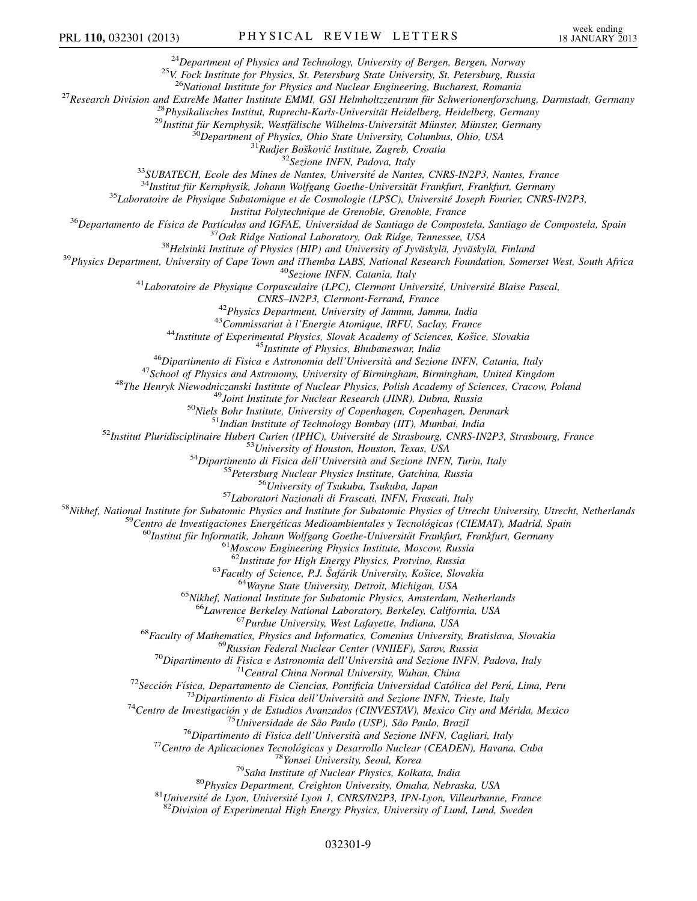[24]Department of Physics and Technology, University of Bergen, Bergen, Norway
[25]V. Fock Institute for Physics, St. Petersburg State University, St. Petersburg, Russia
[26]National Institute for Physics and Nuclear Engineering, Bucharest, Romania
[27]Research Division and ExtreMe Matter Institute EMMI, GSI Helmholtzzentrum für Schwerionenforschung, Darmstadt, Germany
[28]Physikalisches Institut, Ruprecht-Karls-Universität Heidelberg, Heidelberg, Germany
[29]Institut für Kernphysik, Westfälische Wilhelms-Universität Münster, Münster, Germany
[30]Department of Physics, Ohio State University, Columbus, Ohio, USA
[31]Rudjer Bošković Institute, Zagreb, Croatia
[32]Sezione INFN, Padova, Italy
[33]SUBATECH, Ecole des Mines de Nantes, Université de Nantes, CNRS-IN2P3, Nantes, France
[34]Institut für Kernphysik, Johann Wolfgang Goethe-Universität Frankfurt, Frankfurt, Germany
[35]Laboratoire de Physique Subatomique et de Cosmologie (LPSC), Université Joseph Fourier, CNRS-IN2P3, Institut Polytechnique de Grenoble, Grenoble, France
[36]Departamento de Física de Partículas and IGFAE, Universidad de Santiago de Compostela, Santiago de Compostela, Spain
[37]Oak Ridge National Laboratory, Oak Ridge, Tennessee, USA
[38]Helsinki Institute of Physics (HIP) and University of Jyväskylä, Jyväskylä, Finland
[39]Physics Department, University of Cape Town and iThemba LABS, National Research Foundation, Somerset West, South Africa
[40]Sezione INFN, Catania, Italy
[41]Laboratoire de Physique Corpusculaire (LPC), Clermont Université, Université Blaise Pascal, CNRS–IN2P3, Clermont-Ferrand, France
[42]Physics Department, University of Jammu, Jammu, India
[43]Commissariat à l'Energie Atomique, IRFU, Saclay, France
[44]Institute of Experimental Physics, Slovak Academy of Sciences, Košice, Slovakia
[45]Institute of Physics, Bhubaneswar, India
[46]Dipartimento di Fisica e Astronomia dell'Università and Sezione INFN, Catania, Italy
[47]School of Physics and Astronomy, University of Birmingham, Birmingham, United Kingdom
[48]The Henryk Niewodniczanski Institute of Nuclear Physics, Polish Academy of Sciences, Cracow, Poland
[49]Joint Institute for Nuclear Research (JINR), Dubna, Russia
[50]Niels Bohr Institute, University of Copenhagen, Copenhagen, Denmark
[51]Indian Institute of Technology Bombay (IIT), Mumbai, India
[52]Institut Pluridisciplinaire Hubert Curien (IPHC), Université de Strasbourg, CNRS-IN2P3, Strasbourg, France
[53]University of Houston, Houston, Texas, USA
[54]Dipartimento di Fisica dell'Università and Sezione INFN, Turin, Italy
[55]Petersburg Nuclear Physics Institute, Gatchina, Russia
[56]University of Tsukuba, Tsukuba, Japan
[57]Laboratori Nazionali di Frascati, INFN, Frascati, Italy
[58]Nikhef, National Institute for Subatomic Physics and Institute for Subatomic Physics of Utrecht University, Utrecht, Netherlands
[59]Centro de Investigaciones Energéticas Medioambientales y Tecnológicas (CIEMAT), Madrid, Spain
[60]Institut für Informatik, Johann Wolfgang Goethe-Universität Frankfurt, Frankfurt, Germany
[61]Moscow Engineering Physics Institute, Moscow, Russia
[62]Institute for High Energy Physics, Protvino, Russia
[63]Faculty of Science, P.J. Šafárik University, Košice, Slovakia
[64]Wayne State University, Detroit, Michigan, USA
[65]Nikhef, National Institute for Subatomic Physics, Amsterdam, Netherlands
[66]Lawrence Berkeley National Laboratory, Berkeley, California, USA
[67]Purdue University, West Lafayette, Indiana, USA
[68]Faculty of Mathematics, Physics and Informatics, Comenius University, Bratislava, Slovakia
[69]Russian Federal Nuclear Center (VNIIEF), Sarov, Russia
[70]Dipartimento di Fisica e Astronomia dell'Università and Sezione INFN, Padova, Italy
[71]Central China Normal University, Wuhan, China
[72]Sección Física, Departamento de Ciencias, Pontificia Universidad Católica del Perú, Lima, Peru
[73]Dipartimento di Fisica dell'Università and Sezione INFN, Trieste, Italy
[74]Centro de Investigación y de Estudios Avanzados (CINVESTAV), Mexico City and Mérida, Mexico
[75]Universidade de São Paulo (USP), São Paulo, Brazil
[76]Dipartimento di Fisica dell'Università and Sezione INFN, Cagliari, Italy
[77]Centro de Aplicaciones Tecnológicas y Desarrollo Nuclear (CEADEN), Havana, Cuba
[78]Yonsei University, Seoul, Korea
[79]Saha Institute of Nuclear Physics, Kolkata, India
[80]Physics Department, Creighton University, Omaha, Nebraska, USA
[81]Université de Lyon, Université Lyon 1, CNRS/IN2P3, IPN-Lyon, Villeurbanne, France
[82]Division of Experimental High Energy Physics, University of Lund, Lund, Sweden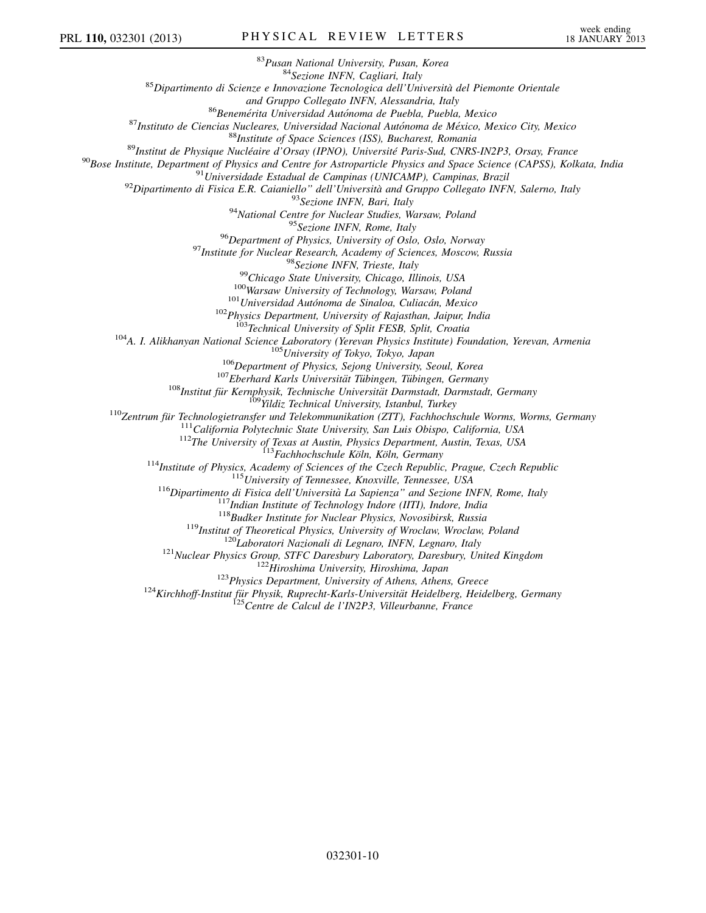[83]*Pusan National University, Pusan, Korea*
[84]*Sezione INFN, Cagliari, Italy*
[85]*Dipartimento di Scienze e Innovazione Tecnologica dell'Università del Piemonte Orientale and Gruppo Collegato INFN, Alessandria, Italy*
[86]*Benemérita Universidad Autónoma de Puebla, Puebla, Mexico*
[87]*Instituto de Ciencias Nucleares, Universidad Nacional Autónoma de México, Mexico City, Mexico*
[88]*Institute of Space Sciences (ISS), Bucharest, Romania*
[89]*Institut de Physique Nucléaire d'Orsay (IPNO), Université Paris-Sud, CNRS-IN2P3, Orsay, France*
[90]*Bose Institute, Department of Physics and Centre for Astroparticle Physics and Space Science (CAPSS), Kolkata, India*
[91]*Universidade Estadual de Campinas (UNICAMP), Campinas, Brazil*
[92]*Dipartimento di Fisica E.R. Caianiello" dell'Università and Gruppo Collegato INFN, Salerno, Italy*
[93]*Sezione INFN, Bari, Italy*
[94]*National Centre for Nuclear Studies, Warsaw, Poland*
[95]*Sezione INFN, Rome, Italy*
[96]*Department of Physics, University of Oslo, Oslo, Norway*
[97]*Institute for Nuclear Research, Academy of Sciences, Moscow, Russia*
[98]*Sezione INFN, Trieste, Italy*
[99]*Chicago State University, Chicago, Illinois, USA*
[100]*Warsaw University of Technology, Warsaw, Poland*
[101]*Universidad Autónoma de Sinaloa, Culiacán, Mexico*
[102]*Physics Department, University of Rajasthan, Jaipur, India*
[103]*Technical University of Split FESB, Split, Croatia*
[104]*A. I. Alikhanyan National Science Laboratory (Yerevan Physics Institute) Foundation, Yerevan, Armenia*
[105]*University of Tokyo, Tokyo, Japan*
[106]*Department of Physics, Sejong University, Seoul, Korea*
[107]*Eberhard Karls Universität Tübingen, Tübingen, Germany*
[108]*Institut für Kernphysik, Technische Universität Darmstadt, Darmstadt, Germany*
[109]*Yildiz Technical University, Istanbul, Turkey*
[110]*Zentrum für Technologietransfer und Telekommunikation (ZTT), Fachhochschule Worms, Worms, Germany*
[111]*California Polytechnic State University, San Luis Obispo, California, USA*
[112]*The University of Texas at Austin, Physics Department, Austin, Texas, USA*
[113]*Fachhochschule Köln, Köln, Germany*
[114]*Institute of Physics, Academy of Sciences of the Czech Republic, Prague, Czech Republic*
[115]*University of Tennessee, Knoxville, Tennessee, USA*
[116]*Dipartimento di Fisica dell'Università La Sapienza" and Sezione INFN, Rome, Italy*
[117]*Indian Institute of Technology Indore (IITI), Indore, India*
[118]*Budker Institute for Nuclear Physics, Novosibirsk, Russia*
[119]*Institut of Theoretical Physics, University of Wroclaw, Wroclaw, Poland*
[120]*Laboratori Nazionali di Legnaro, INFN, Legnaro, Italy*
[121]*Nuclear Physics Group, STFC Daresbury Laboratory, Daresbury, United Kingdom*
[122]*Hiroshima University, Hiroshima, Japan*
[123]*Physics Department, University of Athens, Athens, Greece*
[124]*Kirchhoff-Institut für Physik, Ruprecht-Karls-Universität Heidelberg, Heidelberg, Germany*
[125]*Centre de Calcul de l'IN2P3, Villeurbanne, France*